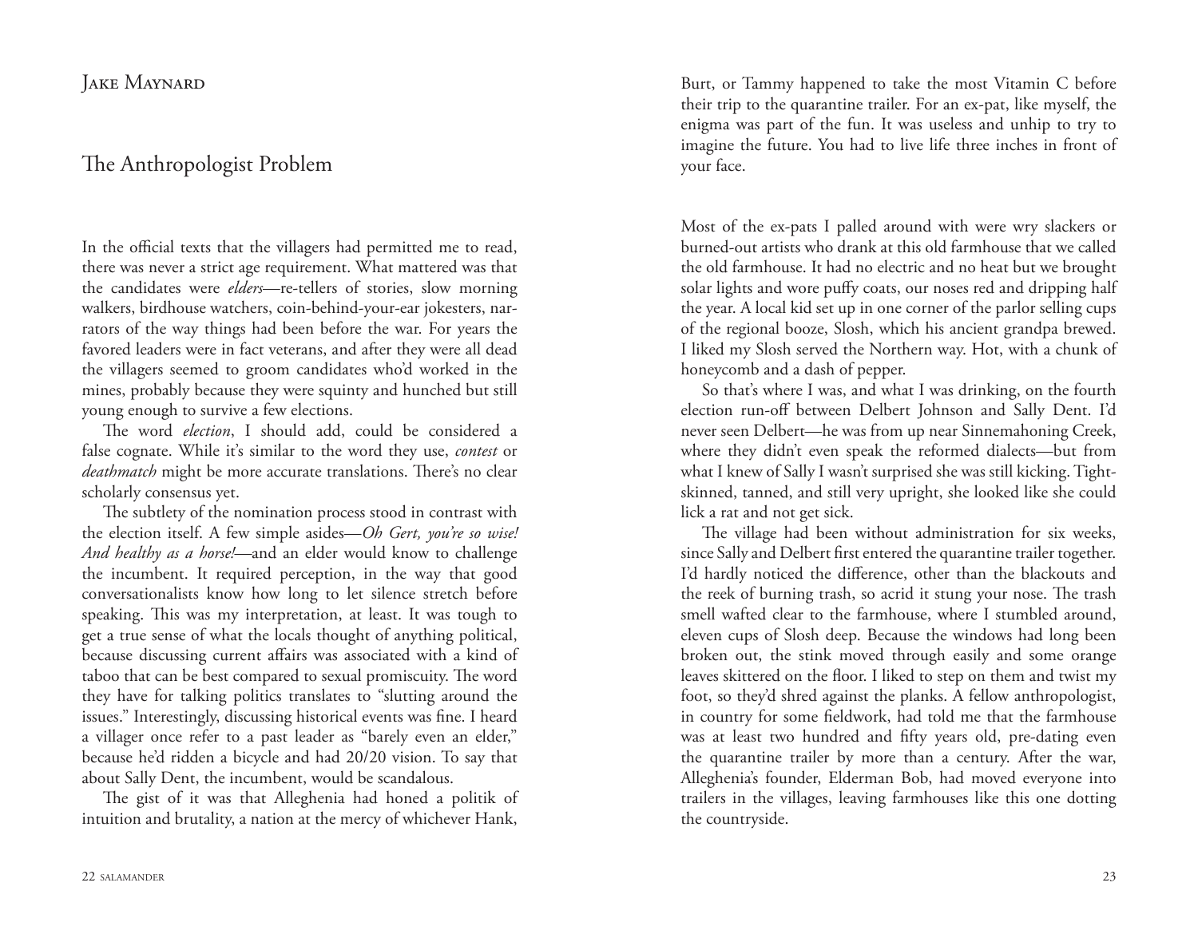Jake Maynard

# The Anthropologist Problem

In the official texts that the villagers had permitted me to read, there was never a strict age requirement. What mattered was that the candidates were *elders*—re-tellers of stories, slow morning walkers, birdhouse watchers, coin-behind-your-ear jokesters, narrators of the way things had been before the war. For years the favored leaders were in fact veterans, and after they were all dead the villagers seemed to groom candidates who'd worked in the mines, probably because they were squinty and hunched but still young enough to survive a few elections.

The word *election*, I should add, could be considered a false cognate. While it's similar to the word they use, *contest* or *deathmatch* might be more accurate translations. There's no clear scholarly consensus yet.

The subtlety of the nomination process stood in contrast with the election itself. A few simple asides—*Oh Gert, you're so wise! And healthy as a horse!*—and an elder would know to challenge the incumbent. It required perception, in the way that good conversationalists know how long to let silence stretch before speaking. This was my interpretation, at least. It was tough to get a true sense of what the locals thought of anything political, because discussing current affairs was associated with a kind of taboo that can be best compared to sexual promiscuity. The word they have for talking politics translates to "slutting around the issues." Interestingly, discussing historical events was fine. I heard a villager once refer to a past leader as "barely even an elder," because he'd ridden a bicycle and had 20/20 vision. To say that about Sally Dent, the incumbent, would be scandalous.

The gist of it was that Alleghenia had honed a politik of intuition and brutality, a nation at the mercy of whichever Hank, Burt, or Tammy happened to take the most Vitamin C before their trip to the quarantine trailer. For an ex-pat, like myself, the enigma was part of the fun. It was useless and unhip to try to imagine the future. You had to live life three inches in front of your face.

Most of the ex-pats I palled around with were wry slackers or burned-out artists who drank at this old farmhouse that we called the old farmhouse. It had no electric and no heat but we brought solar lights and wore puffy coats, our noses red and dripping half the year. A local kid set up in one corner of the parlor selling cups of the regional booze, Slosh, which his ancient grandpa brewed. I liked my Slosh served the Northern way. Hot, with a chunk of honeycomb and a dash of pepper.

So that's where I was, and what I was drinking, on the fourth election run-off between Delbert Johnson and Sally Dent. I'd never seen Delbert—he was from up near Sinnemahoning Creek, where they didn't even speak the reformed dialects—but from what I knew of Sally I wasn't surprised she was still kicking. Tight-skinned, tanned, and still very upright, she looked like she could lick a rat and not get sick.

The village had been without administration for six weeks, since Sally and Delbert first entered the quarantine trailer together. I'd hardly noticed the difference, other than the blackouts and the reek of burning trash, so acrid it stung your nose. The trash smell wafted clear to the farmhouse, where I stumbled around, eleven cups of Slosh deep. Because the windows had long been broken out, the stink moved through easily and some orange leaves skittered on the floor. I liked to step on them and twist my foot, so they'd shred against the planks. A fellow anthropologist, in country for some fieldwork, had told me that the farmhouse was at least two hundred and fifty years old, pre-dating even the quarantine trailer by more than a century. After the war, Alleghenia's founder, Elderman Bob, had moved everyone into trailers in the villages, leaving farmhouses like this one dotting the countryside.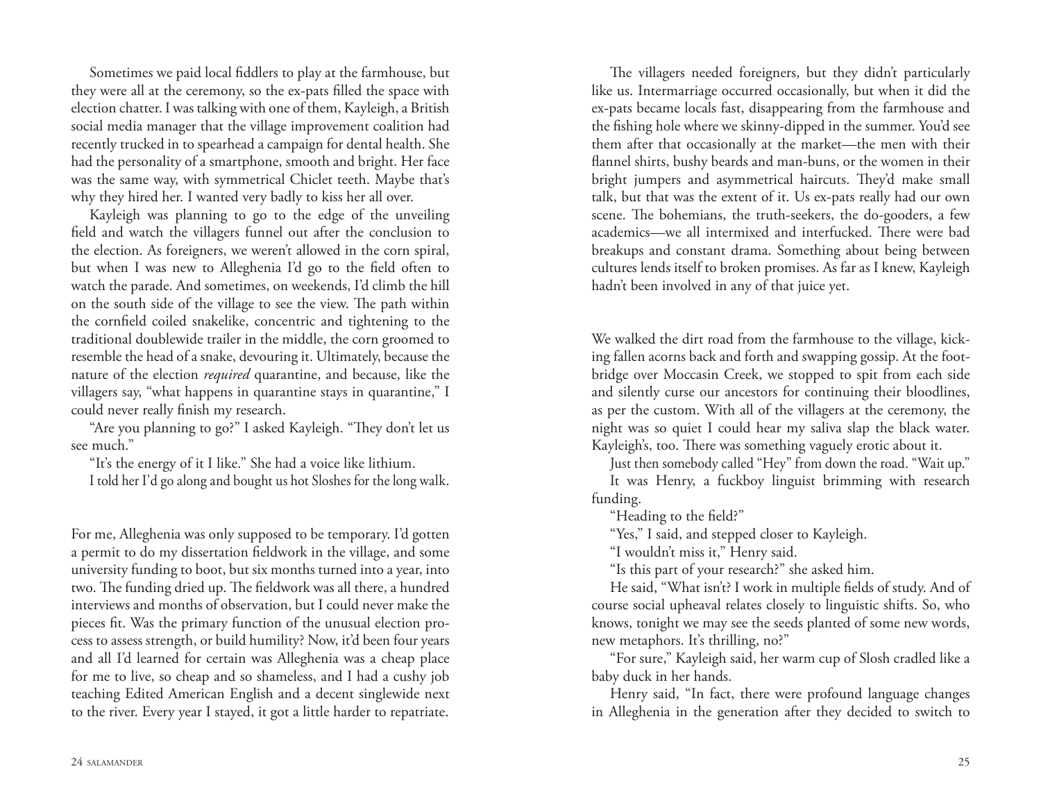Sometimes we paid local fiddlers to play at the farmhouse, but they were all at the ceremony, so the ex-pats filled the space with election chatter. I was talking with one of them, Kayleigh, a British social media manager that the village improvement coalition had recently trucked in to spearhead a campaign for dental health. She had the personality of a smartphone, smooth and bright. Her face was the same way, with symmetrical Chiclet teeth. Maybe that's why they hired her. I wanted very badly to kiss her all over.

Kayleigh was planning to go to the edge of the unveiling field and watch the villagers funnel out after the conclusion to the election. As foreigners, we weren't allowed in the corn spiral, but when I was new to Alleghenia I'd go to the field often to watch the parade. And sometimes, on weekends, I'd climb the hill on the south side of the village to see the view. The path within the cornfield coiled snakelike, concentric and tightening to the traditional doublewide trailer in the middle, the corn groomed to resemble the head of a snake, devouring it. Ultimately, because the nature of the election *required* quarantine, and because, like the villagers say, "what happens in quarantine stays in quarantine," I could never really finish my research.

"Are you planning to go?" I asked Kayleigh. "They don't let us see much."

"It's the energy of it I like." She had a voice like lithium.

I told her I'd go along and bought us hot Sloshes for the long walk.

For me, Alleghenia was only supposed to be temporary. I'd gotten a permit to do my dissertation fieldwork in the village, and some university funding to boot, but six months turned into a year, into two. The funding dried up. The fieldwork was all there, a hundred interviews and months of observation, but I could never make the pieces fit. Was the primary function of the unusual election process to assess strength, or build humility? Now, it'd been four years and all I'd learned for certain was Alleghenia was a cheap place for me to live, so cheap and so shameless, and I had a cushy job teaching Edited American English and a decent singlewide next to the river. Every year I stayed, it got a little harder to repatriate.

The villagers needed foreigners, but they didn't particularly like us. Intermarriage occurred occasionally, but when it did the ex-pats became locals fast, disappearing from the farmhouse and the fishing hole where we skinny-dipped in the summer. You'd see them after that occasionally at the market—the men with their flannel shirts, bushy beards and man-buns, or the women in their bright jumpers and asymmetrical haircuts. They'd make small talk, but that was the extent of it. Us ex-pats really had our own scene. The bohemians, the truth-seekers, the do-gooders, a few academics—we all intermixed and interfucked. There were bad breakups and constant drama. Something about being between cultures lends itself to broken promises. As far as I knew, Kayleigh hadn't been involved in any of that juice yet.

We walked the dirt road from the farmhouse to the village, kicking fallen acorns back and forth and swapping gossip. At the footbridge over Moccasin Creek, we stopped to spit from each side and silently curse our ancestors for continuing their bloodlines, as per the custom. With all of the villagers at the ceremony, the night was so quiet I could hear my saliva slap the black water. Kayleigh's, too. There was something vaguely erotic about it.

Just then somebody called "Hey" from down the road. "Wait up."

It was Henry, a fuckboy linguist brimming with research funding.

"Heading to the field?"

"Yes," I said, and stepped closer to Kayleigh.

"I wouldn't miss it," Henry said.

"Is this part of your research?" she asked him.

He said, "What isn't? I work in multiple fields of study. And of course social upheaval relates closely to linguistic shifts. So, who knows, tonight we may see the seeds planted of some new words, new metaphors. It's thrilling, no?"

"For sure," Kayleigh said, her warm cup of Slosh cradled like a baby duck in her hands.

Henry said, "In fact, there were profound language changes in Alleghenia in the generation after they decided to switch to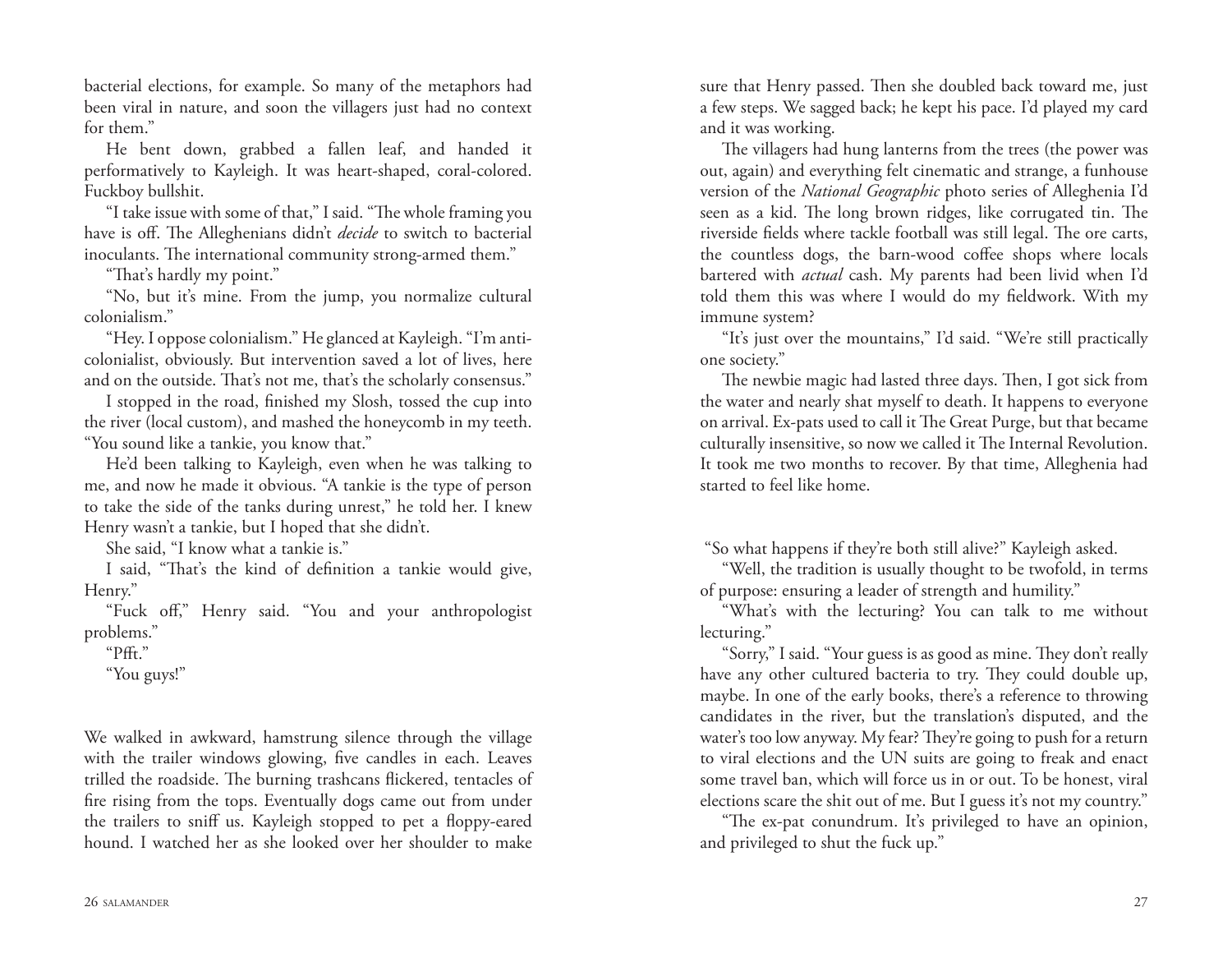bacterial elections, for example. So many of the metaphors had been viral in nature, and soon the villagers just had no context for them."

He bent down, grabbed a fallen leaf, and handed it performatively to Kayleigh. It was heart-shaped, coral-colored. Fuckboy bullshit.

"I take issue with some of that," I said. "The whole framing you have is off. The Alleghenians didn't *decide* to switch to bacterial inoculants. The international community strong-armed them."

"That's hardly my point."

"No, but it's mine. From the jump, you normalize cultural colonialism."

"Hey. I oppose colonialism." He glanced at Kayleigh. "I'm anti-colonialist, obviously. But intervention saved a lot of lives, here and on the outside. That's not me, that's the scholarly consensus."

I stopped in the road, finished my Slosh, tossed the cup into the river (local custom), and mashed the honeycomb in my teeth. "You sound like a tankie, you know that."

He'd been talking to Kayleigh, even when he was talking to me, and now he made it obvious. "A tankie is the type of person to take the side of the tanks during unrest," he told her. I knew Henry wasn't a tankie, but I hoped that she didn't.

She said, "I know what a tankie is."

I said, "That's the kind of definition a tankie would give, Henry."

"Fuck off," Henry said. "You and your anthropologist problems."

"Pfft."

"You guys!"

We walked in awkward, hamstrung silence through the village with the trailer windows glowing, five candles in each. Leaves trilled the roadside. The burning trashcans flickered, tentacles of fire rising from the tops. Eventually dogs came out from under the trailers to sniff us. Kayleigh stopped to pet a floppy-eared hound. I watched her as she looked over her shoulder to make sure that Henry passed. Then she doubled back toward me, just a few steps. We sagged back; he kept his pace. I'd played my card and it was working.

The villagers had hung lanterns from the trees (the power was out, again) and everything felt cinematic and strange, a funhouse version of the *National Geographic* photo series of Alleghenia I'd seen as a kid. The long brown ridges, like corrugated tin. The riverside fields where tackle football was still legal. The ore carts, the countless dogs, the barn-wood coffee shops where locals bartered with *actual* cash. My parents had been livid when I'd told them this was where I would do my fieldwork. With my immune system?

"It's just over the mountains," I'd said. "We're still practically one society."

The newbie magic had lasted three days. Then, I got sick from the water and nearly shat myself to death. It happens to everyone on arrival. Ex-pats used to call it The Great Purge, but that became culturally insensitive, so now we called it The Internal Revolution. It took me two months to recover. By that time, Alleghenia had started to feel like home.

"So what happens if they're both still alive?" Kayleigh asked.

"Well, the tradition is usually thought to be twofold, in terms of purpose: ensuring a leader of strength and humility."

"What's with the lecturing? You can talk to me without lecturing."

"Sorry," I said. "Your guess is as good as mine. They don't really have any other cultured bacteria to try. They could double up, maybe. In one of the early books, there's a reference to throwing candidates in the river, but the translation's disputed, and the water's too low anyway. My fear? They're going to push for a return to viral elections and the UN suits are going to freak and enact some travel ban, which will force us in or out. To be honest, viral elections scare the shit out of me. But I guess it's not my country."

"The ex-pat conundrum. It's privileged to have an opinion, and privileged to shut the fuck up."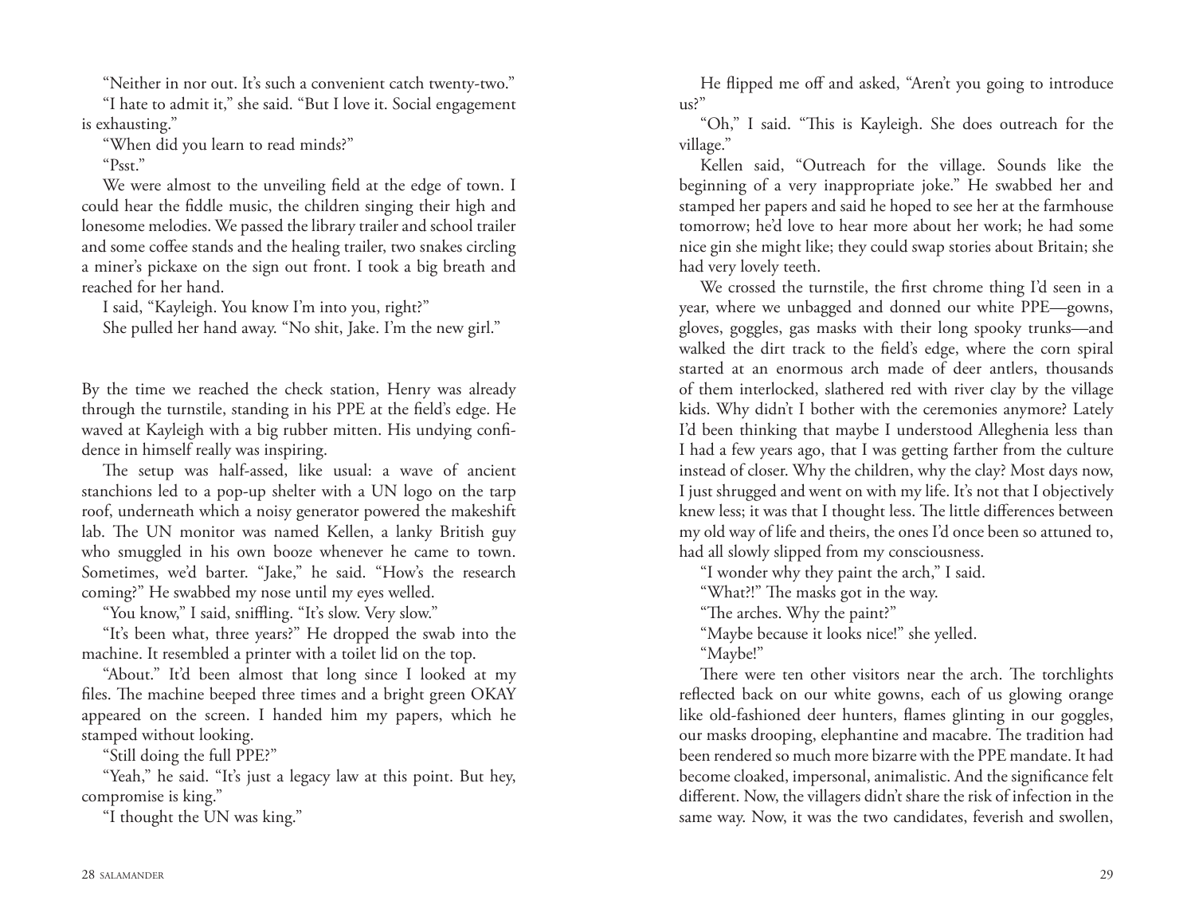"Neither in nor out. It's such a convenient catch twenty-two."

"I hate to admit it," she said. "But I love it. Social engagement is exhausting."

"When did you learn to read minds?"

"Psst."

We were almost to the unveiling field at the edge of town. I could hear the fiddle music, the children singing their high and lonesome melodies. We passed the library trailer and school trailer and some coffee stands and the healing trailer, two snakes circling a miner's pickaxe on the sign out front. I took a big breath and reached for her hand.

I said, "Kayleigh. You know I'm into you, right?"

She pulled her hand away. "No shit, Jake. I'm the new girl."

By the time we reached the check station, Henry was already through the turnstile, standing in his PPE at the field's edge. He waved at Kayleigh with a big rubber mitten. His undying confidence in himself really was inspiring.

The setup was half-assed, like usual: a wave of ancient stanchions led to a pop-up shelter with a UN logo on the tarp roof, underneath which a noisy generator powered the makeshift lab. The UN monitor was named Kellen, a lanky British guy who smuggled in his own booze whenever he came to town. Sometimes, we'd barter. "Jake," he said. "How's the research coming?" He swabbed my nose until my eyes welled.

"You know," I said, sniffling. "It's slow. Very slow."

"It's been what, three years?" He dropped the swab into the machine. It resembled a printer with a toilet lid on the top.

"About." It'd been almost that long since I looked at my files. The machine beeped three times and a bright green OKAY appeared on the screen. I handed him my papers, which he stamped without looking.

"Still doing the full PPE?"

"Yeah," he said. "It's just a legacy law at this point. But hey, compromise is king."

"I thought the UN was king."

He flipped me off and asked, "Aren't you going to introduce us?"

"Oh," I said. "This is Kayleigh. She does outreach for the village."

Kellen said, "Outreach for the village. Sounds like the beginning of a very inappropriate joke." He swabbed her and stamped her papers and said he hoped to see her at the farmhouse tomorrow; he'd love to hear more about her work; he had some nice gin she might like; they could swap stories about Britain; she had very lovely teeth.

We crossed the turnstile, the first chrome thing I'd seen in a year, where we unbagged and donned our white PPE—gowns, gloves, goggles, gas masks with their long spooky trunks—and walked the dirt track to the field's edge, where the corn spiral started at an enormous arch made of deer antlers, thousands of them interlocked, slathered red with river clay by the village kids. Why didn't I bother with the ceremonies anymore? Lately I'd been thinking that maybe I understood Alleghenia less than I had a few years ago, that I was getting farther from the culture instead of closer. Why the children, why the clay? Most days now, I just shrugged and went on with my life. It's not that I objectively knew less; it was that I thought less. The little differences between my old way of life and theirs, the ones I'd once been so attuned to, had all slowly slipped from my consciousness.

"I wonder why they paint the arch," I said.

"What?!" The masks got in the way.

"The arches. Why the paint?"

"Maybe because it looks nice!" she yelled.

"Maybe!"

There were ten other visitors near the arch. The torchlights reflected back on our white gowns, each of us glowing orange like old-fashioned deer hunters, flames glinting in our goggles, our masks drooping, elephantine and macabre. The tradition had been rendered so much more bizarre with the PPE mandate. It had become cloaked, impersonal, animalistic. And the significance felt different. Now, the villagers didn't share the risk of infection in the same way. Now, it was the two candidates, feverish and swollen,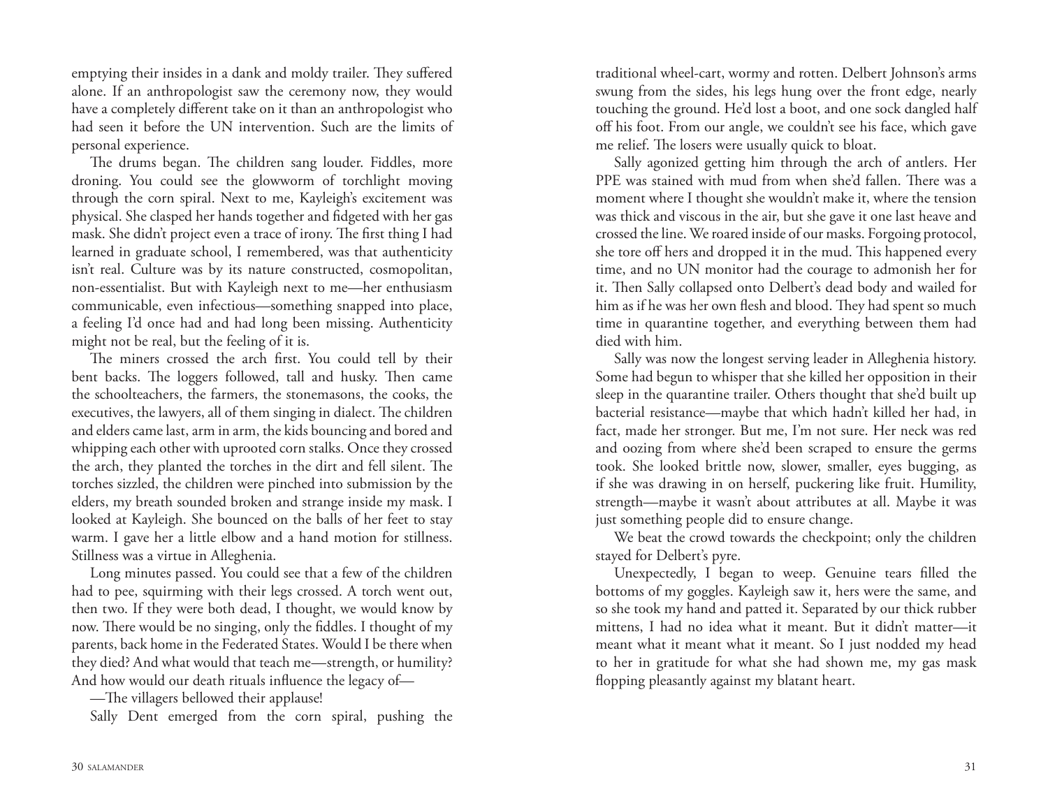emptying their insides in a dank and moldy trailer. They suffered alone. If an anthropologist saw the ceremony now, they would have a completely different take on it than an anthropologist who had seen it before the UN intervention. Such are the limits of personal experience.

The drums began. The children sang louder. Fiddles, more droning. You could see the glowworm of torchlight moving through the corn spiral. Next to me, Kayleigh's excitement was physical. She clasped her hands together and fidgeted with her gas mask. She didn't project even a trace of irony. The first thing I had learned in graduate school, I remembered, was that authenticity isn't real. Culture was by its nature constructed, cosmopolitan, non-essentialist. But with Kayleigh next to me—her enthusiasm communicable, even infectious—something snapped into place, a feeling I'd once had and had long been missing. Authenticity might not be real, but the feeling of it is.

The miners crossed the arch first. You could tell by their bent backs. The loggers followed, tall and husky. Then came the schoolteachers, the farmers, the stonemasons, the cooks, the executives, the lawyers, all of them singing in dialect. The children and elders came last, arm in arm, the kids bouncing and bored and whipping each other with uprooted corn stalks. Once they crossed the arch, they planted the torches in the dirt and fell silent. The torches sizzled, the children were pinched into submission by the elders, my breath sounded broken and strange inside my mask. I looked at Kayleigh. She bounced on the balls of her feet to stay warm. I gave her a little elbow and a hand motion for stillness. Stillness was a virtue in Alleghenia.

Long minutes passed. You could see that a few of the children had to pee, squirming with their legs crossed. A torch went out, then two. If they were both dead, I thought, we would know by now. There would be no singing, only the fiddles. I thought of my parents, back home in the Federated States. Would I be there when they died? And what would that teach me—strength, or humility? And how would our death rituals influence the legacy of—

—The villagers bellowed their applause!

Sally Dent emerged from the corn spiral, pushing the traditional wheel-cart, wormy and rotten. Delbert Johnson's arms swung from the sides, his legs hung over the front edge, nearly touching the ground. He'd lost a boot, and one sock dangled half off his foot. From our angle, we couldn't see his face, which gave me relief. The losers were usually quick to bloat.

Sally agonized getting him through the arch of antlers. Her PPE was stained with mud from when she'd fallen. There was a moment where I thought she wouldn't make it, where the tension was thick and viscous in the air, but she gave it one last heave and crossed the line. We roared inside of our masks. Forgoing protocol, she tore off hers and dropped it in the mud. This happened every time, and no UN monitor had the courage to admonish her for it. Then Sally collapsed onto Delbert's dead body and wailed for him as if he was her own flesh and blood. They had spent so much time in quarantine together, and everything between them had died with him.

Sally was now the longest serving leader in Alleghenia history. Some had begun to whisper that she killed her opposition in their sleep in the quarantine trailer. Others thought that she'd built up bacterial resistance—maybe that which hadn't killed her had, in fact, made her stronger. But me, I'm not sure. Her neck was red and oozing from where she'd been scraped to ensure the germs took. She looked brittle now, slower, smaller, eyes bugging, as if she was drawing in on herself, puckering like fruit. Humility, strength—maybe it wasn't about attributes at all. Maybe it was just something people did to ensure change.

We beat the crowd towards the checkpoint; only the children stayed for Delbert's pyre.

Unexpectedly, I began to weep. Genuine tears filled the bottoms of my goggles. Kayleigh saw it, hers were the same, and so she took my hand and patted it. Separated by our thick rubber mittens, I had no idea what it meant. But it didn't matter—it meant what it meant what it meant. So I just nodded my head to her in gratitude for what she had shown me, my gas mask flopping pleasantly against my blatant heart.